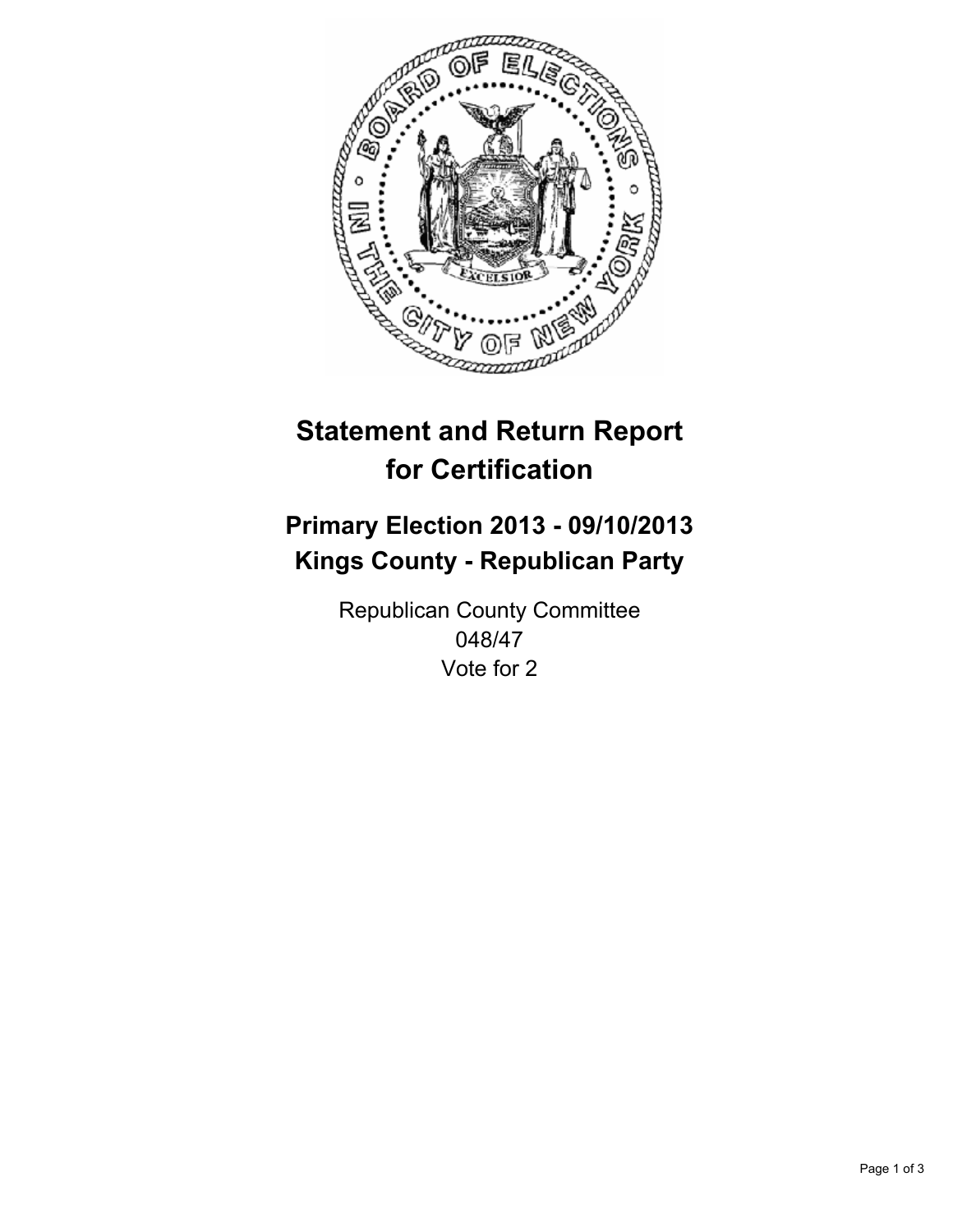# Statement and Return Report for Certification

## Primary Election 2013 - 09/10/2013
## Kings County - Republican Party

Republican County Committee
048/47
Vote for 2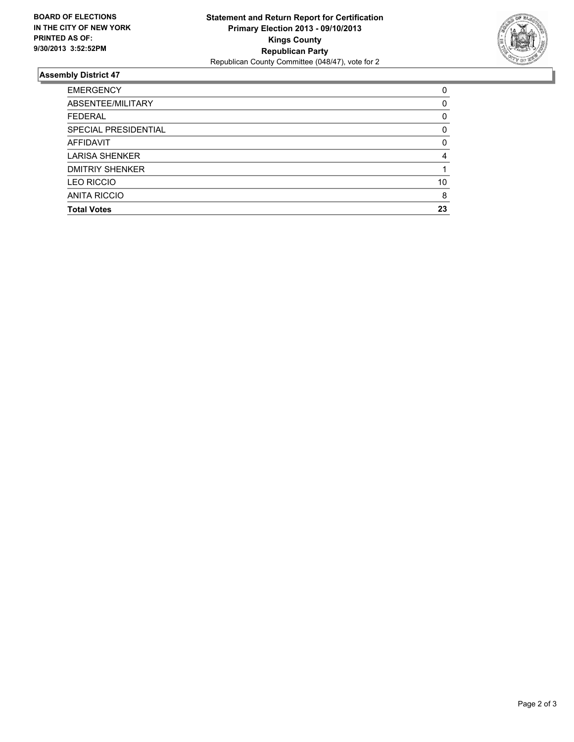BOARD OF ELECTIONS
IN THE CITY OF NEW YORK
PRINTED AS OF:
9/30/2013 3:52:52PM

**Statement and Return Report for Certification**
**Primary Election 2013 - 09/10/2013**
**Kings County**
**Republican Party**
Republican County Committee (048/47), vote for 2

### Assembly District 47

| | |
|---|---|
| EMERGENCY | 0 |
| ABSENTEE/MILITARY | 0 |
| FEDERAL | 0 |
| SPECIAL PRESIDENTIAL | 0 |
| AFFIDAVIT | 0 |
| LARISA SHENKER | 4 |
| DMITRIY SHENKER | 1 |
| LEO RICCIO | 10 |
| ANITA RICCIO | 8 |
| **Total Votes** | **23** |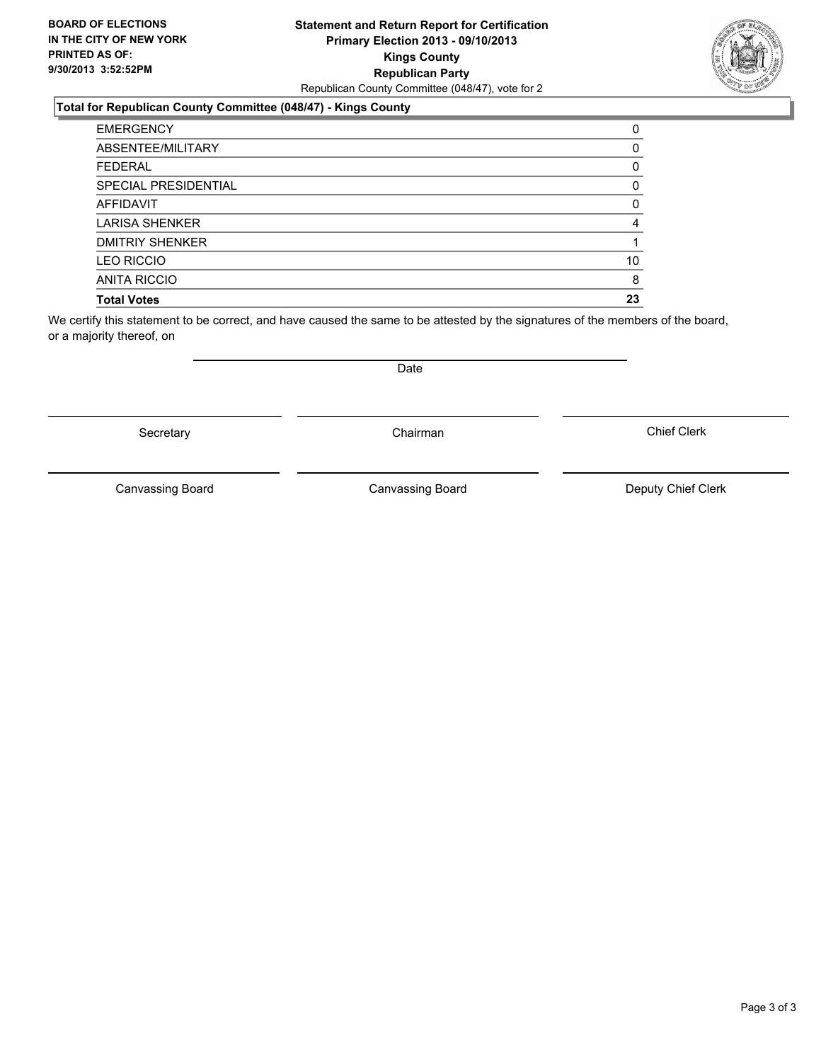**BOARD OF ELECTIONS IN THE CITY OF NEW YORK PRINTED AS OF: 9/30/2013 3:52:52PM**

**Statement and Return Report for Certification**
**Primary Election 2013 - 09/10/2013**
**Kings County**
**Republican Party**
Republican County Committee (048/47), vote for 2

### Total for Republican County Committee (048/47) - Kings County

| | |
|---|---|
| EMERGENCY | 0 |
| ABSENTEE/MILITARY | 0 |
| FEDERAL | 0 |
| SPECIAL PRESIDENTIAL | 0 |
| AFFIDAVIT | 0 |
| LARISA SHENKER | 4 |
| DMITRIY SHENKER | 1 |
| LEO RICCIO | 10 |
| ANITA RICCIO | 8 |
| **Total Votes** | **23** |

We certify this statement to be correct, and have caused the same to be attested by the signatures of the members of the board, or a majority thereof, on

Date

Secretary

Chairman

Chief Clerk

Canvassing Board

Canvassing Board

Deputy Chief Clerk